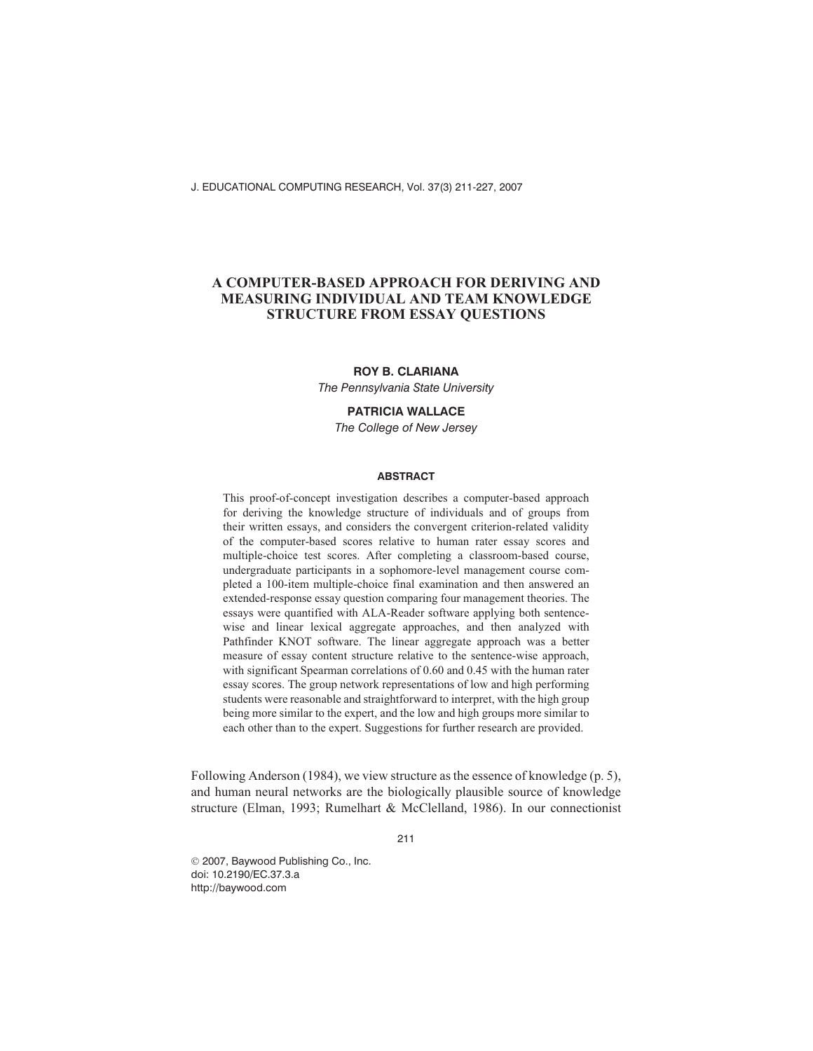# A COMPUTER-BASED APPROACH FOR DERIVING AND MEASURING INDIVIDUAL AND TEAM KNOWLEDGE STRUCTURE FROM ESSAY QUESTIONS

**ROY B. CLARIANA**

*The Pennsylvania State University*

**PATRICIA WALLACE**

*The College of New Jersey*

## ABSTRACT

This proof-of-concept investigation describes a computer-based approach for deriving the knowledge structure of individuals and of groups from their written essays, and considers the convergent criterion-related validity of the computer-based scores relative to human rater essay scores and multiple-choice test scores. After completing a classroom-based course, undergraduate participants in a sophomore-level management course completed a 100-item multiple-choice final examination and then answered an extended-response essay question comparing four management theories. The essays were quantified with ALA-Reader software applying both sentence-wise and linear lexical aggregate approaches, and then analyzed with Pathfinder KNOT software. The linear aggregate approach was a better measure of essay content structure relative to the sentence-wise approach, with significant Spearman correlations of 0.60 and 0.45 with the human rater essay scores. The group network representations of low and high performing students were reasonable and straightforward to interpret, with the high group being more similar to the expert, and the low and high groups more similar to each other than to the expert. Suggestions for further research are provided.

Following Anderson (1984), we view structure as the essence of knowledge (p. 5), and human neural networks are the biologically plausible source of knowledge structure (Elman, 1993; Rumelhart & McClelland, 1986). In our connectionist

© 2007, Baywood Publishing Co., Inc.
doi: 10.2190/EC.37.3.a
http://baywood.com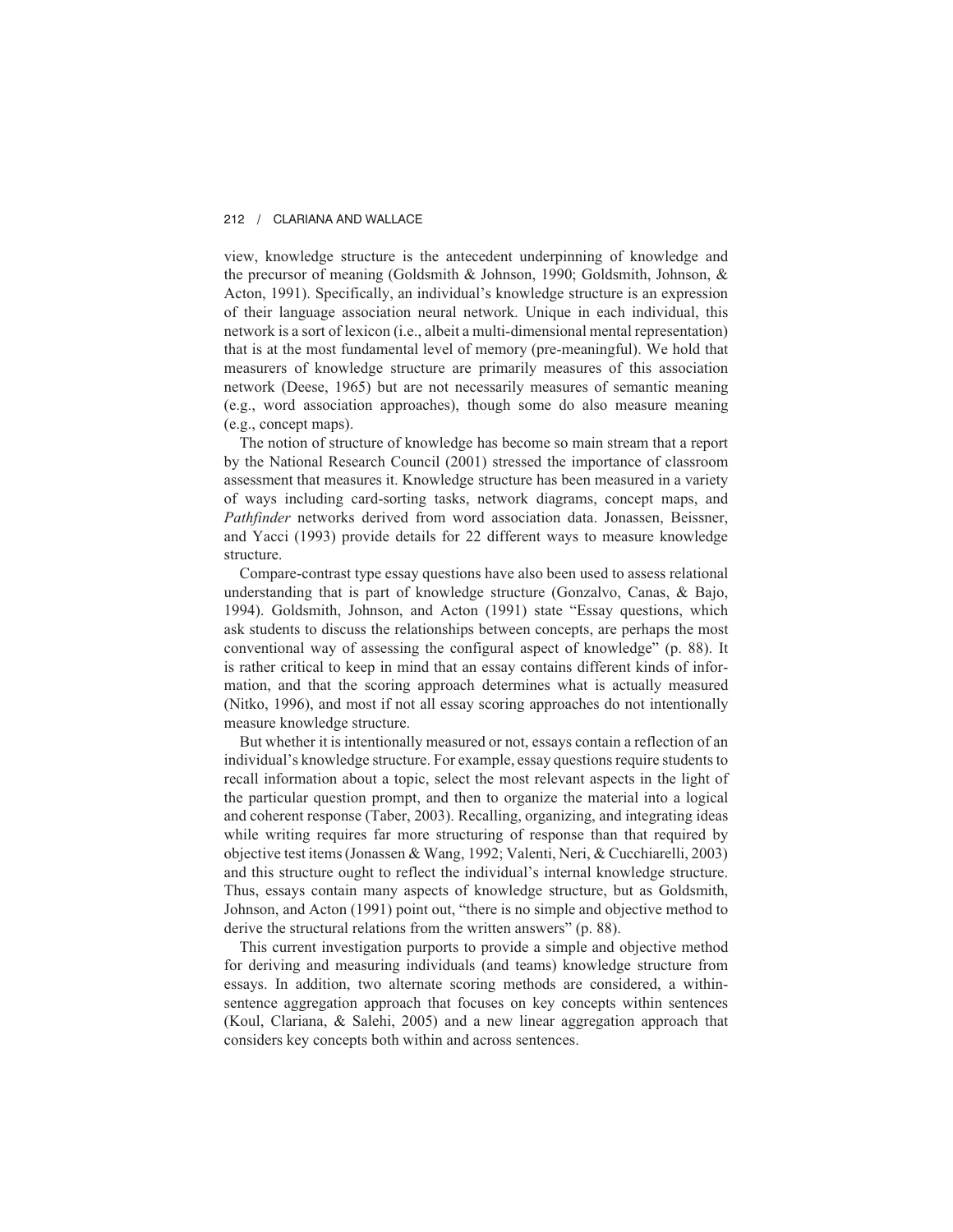view, knowledge structure is the antecedent underpinning of knowledge and the precursor of meaning (Goldsmith & Johnson, 1990; Goldsmith, Johnson, & Acton, 1991). Specifically, an individual's knowledge structure is an expression of their language association neural network. Unique in each individual, this network is a sort of lexicon (i.e., albeit a multi-dimensional mental representation) that is at the most fundamental level of memory (pre-meaningful). We hold that measurers of knowledge structure are primarily measures of this association network (Deese, 1965) but are not necessarily measures of semantic meaning (e.g., word association approaches), though some do also measure meaning (e.g., concept maps).

The notion of structure of knowledge has become so main stream that a report by the National Research Council (2001) stressed the importance of classroom assessment that measures it. Knowledge structure has been measured in a variety of ways including card-sorting tasks, network diagrams, concept maps, and *Pathfinder* networks derived from word association data. Jonassen, Beissner, and Yacci (1993) provide details for 22 different ways to measure knowledge structure.

Compare-contrast type essay questions have also been used to assess relational understanding that is part of knowledge structure (Gonzalvo, Canas, & Bajo, 1994). Goldsmith, Johnson, and Acton (1991) state "Essay questions, which ask students to discuss the relationships between concepts, are perhaps the most conventional way of assessing the configural aspect of knowledge" (p. 88). It is rather critical to keep in mind that an essay contains different kinds of information, and that the scoring approach determines what is actually measured (Nitko, 1996), and most if not all essay scoring approaches do not intentionally measure knowledge structure.

But whether it is intentionally measured or not, essays contain a reflection of an individual's knowledge structure. For example, essay questions require students to recall information about a topic, select the most relevant aspects in the light of the particular question prompt, and then to organize the material into a logical and coherent response (Taber, 2003). Recalling, organizing, and integrating ideas while writing requires far more structuring of response than that required by objective test items (Jonassen & Wang, 1992; Valenti, Neri, & Cucchiarelli, 2003) and this structure ought to reflect the individual's internal knowledge structure. Thus, essays contain many aspects of knowledge structure, but as Goldsmith, Johnson, and Acton (1991) point out, "there is no simple and objective method to derive the structural relations from the written answers" (p. 88).

This current investigation purports to provide a simple and objective method for deriving and measuring individuals (and teams) knowledge structure from essays. In addition, two alternate scoring methods are considered, a within-sentence aggregation approach that focuses on key concepts within sentences (Koul, Clariana, & Salehi, 2005) and a new linear aggregation approach that considers key concepts both within and across sentences.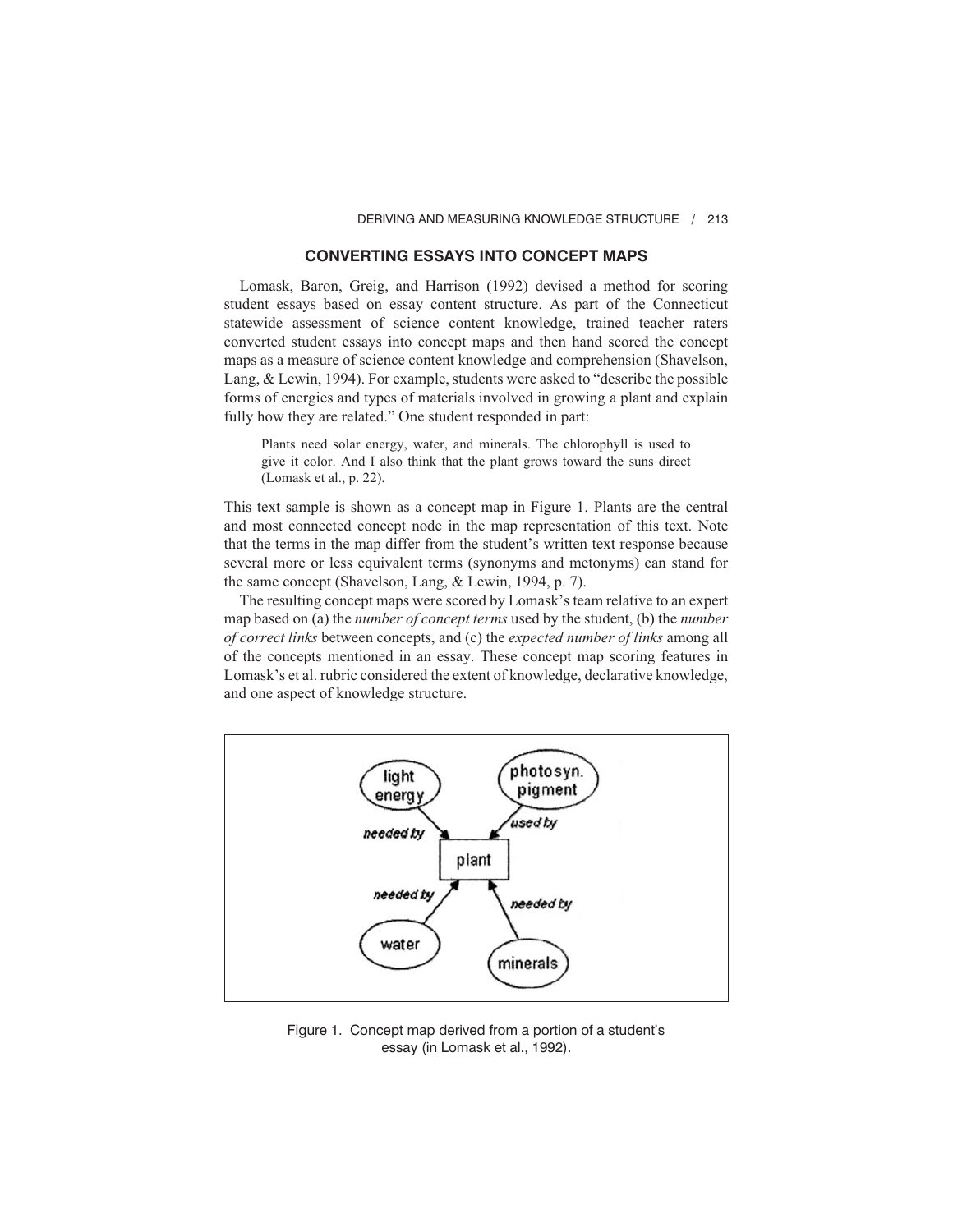## CONVERTING ESSAYS INTO CONCEPT MAPS

Lomask, Baron, Greig, and Harrison (1992) devised a method for scoring student essays based on essay content structure. As part of the Connecticut statewide assessment of science content knowledge, trained teacher raters converted student essays into concept maps and then hand scored the concept maps as a measure of science content knowledge and comprehension (Shavelson, Lang, & Lewin, 1994). For example, students were asked to "describe the possible forms of energies and types of materials involved in growing a plant and explain fully how they are related." One student responded in part:

> Plants need solar energy, water, and minerals. The chlorophyll is used to give it color. And I also think that the plant grows toward the suns direct (Lomask et al., p. 22).

This text sample is shown as a concept map in Figure 1. Plants are the central and most connected concept node in the map representation of this text. Note that the terms in the map differ from the student's written text response because several more or less equivalent terms (synonyms and metonyms) can stand for the same concept (Shavelson, Lang, & Lewin, 1994, p. 7).

The resulting concept maps were scored by Lomask's team relative to an expert map based on (a) the *number of concept terms* used by the student, (b) the *number of correct links* between concepts, and (c) the *expected number of links* among all of the concepts mentioned in an essay. These concept map scoring features in Lomask's et al. rubric considered the extent of knowledge, declarative knowledge, and one aspect of knowledge structure.

Figure 1. Concept map derived from a portion of a student's essay (in Lomask et al., 1992).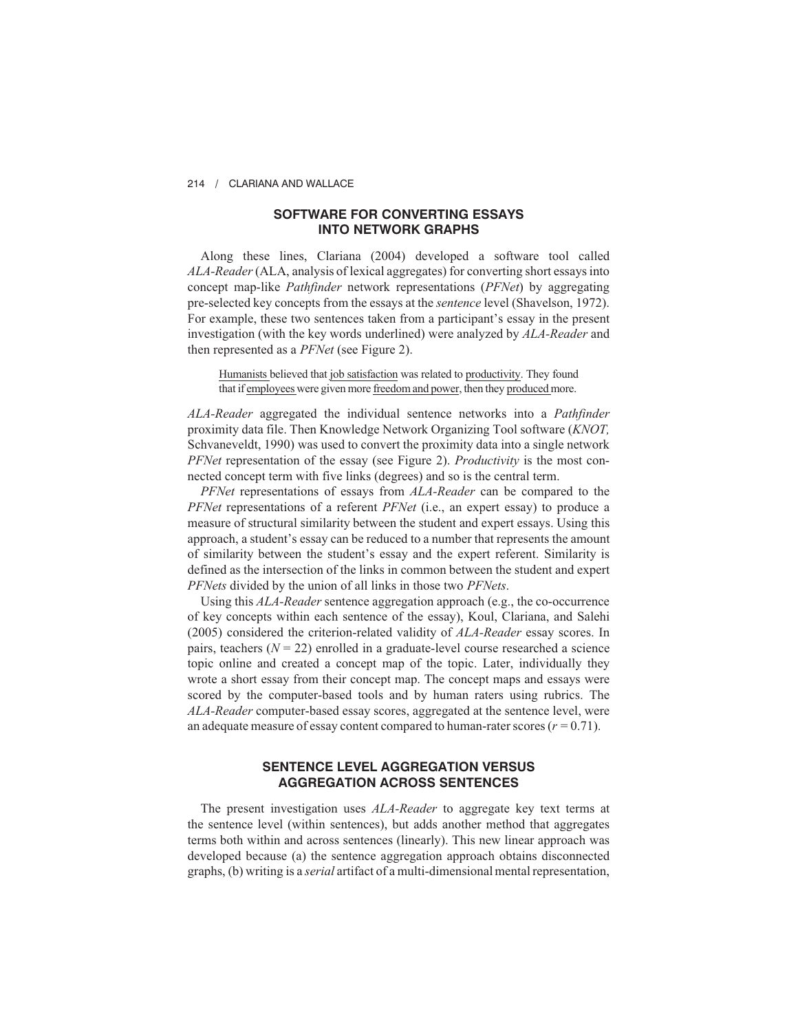## SOFTWARE FOR CONVERTING ESSAYS INTO NETWORK GRAPHS

Along these lines, Clariana (2004) developed a software tool called *ALA-Reader* (ALA, analysis of lexical aggregates) for converting short essays into concept map-like *Pathfinder* network representations (*PFNet*) by aggregating pre-selected key concepts from the essays at the *sentence* level (Shavelson, 1972). For example, these two sentences taken from a participant's essay in the present investigation (with the key words underlined) were analyzed by *ALA-Reader* and then represented as a *PFNet* (see Figure 2).

> <u>Humanists</u> believed that <u>job satisfaction</u> was related to <u>productivity</u>. They found that if <u>employees</u> were given more <u>freedom and power</u>, then they <u>produced</u> more.

*ALA-Reader* aggregated the individual sentence networks into a *Pathfinder* proximity data file. Then Knowledge Network Organizing Tool software (*KNOT,* Schvaneveldt, 1990) was used to convert the proximity data into a single network *PFNet* representation of the essay (see Figure 2). *Productivity* is the most connected concept term with five links (degrees) and so is the central term.

*PFNet* representations of essays from *ALA-Reader* can be compared to the *PFNet* representations of a referent *PFNet* (i.e., an expert essay) to produce a measure of structural similarity between the student and expert essays. Using this approach, a student's essay can be reduced to a number that represents the amount of similarity between the student's essay and the expert referent. Similarity is defined as the intersection of the links in common between the student and expert *PFNets* divided by the union of all links in those two *PFNets*.

Using this *ALA-Reader* sentence aggregation approach (e.g., the co-occurrence of key concepts within each sentence of the essay), Koul, Clariana, and Salehi (2005) considered the criterion-related validity of *ALA-Reader* essay scores. In pairs, teachers ($N = 22$) enrolled in a graduate-level course researched a science topic online and created a concept map of the topic. Later, individually they wrote a short essay from their concept map. The concept maps and essays were scored by the computer-based tools and by human raters using rubrics. The *ALA-Reader* computer-based essay scores, aggregated at the sentence level, were an adequate measure of essay content compared to human-rater scores ($r = 0.71$).

## SENTENCE LEVEL AGGREGATION VERSUS AGGREGATION ACROSS SENTENCES

The present investigation uses *ALA-Reader* to aggregate key text terms at the sentence level (within sentences), but adds another method that aggregates terms both within and across sentences (linearly). This new linear approach was developed because (a) the sentence aggregation approach obtains disconnected graphs, (b) writing is a *serial* artifact of a multi-dimensional mental representation,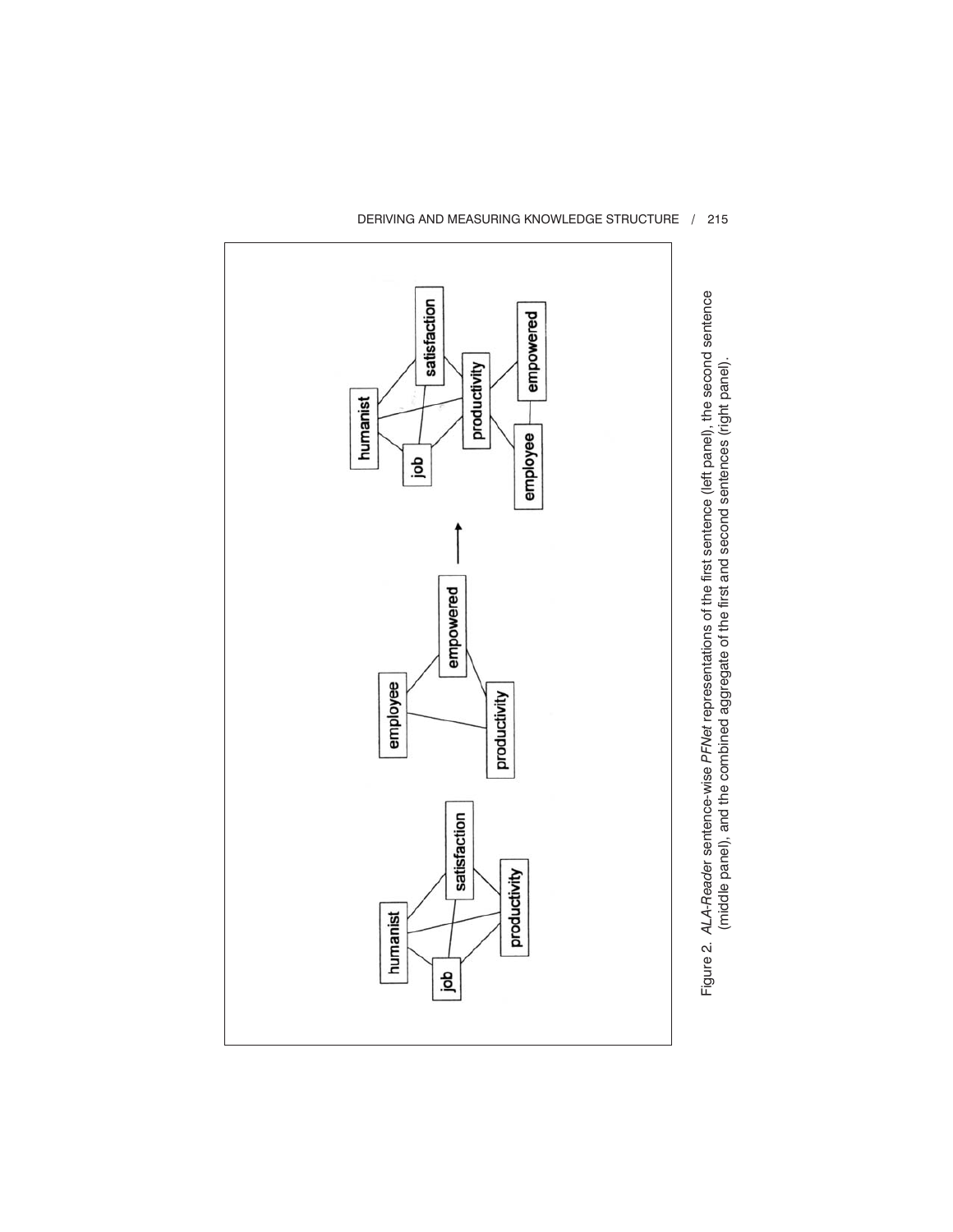Figure 2. *ALA-Reader* sentence-wise *PFNet* representations of the first sentence (left panel), the second sentence (middle panel), and the combined aggregate of the first and second sentences (right panel).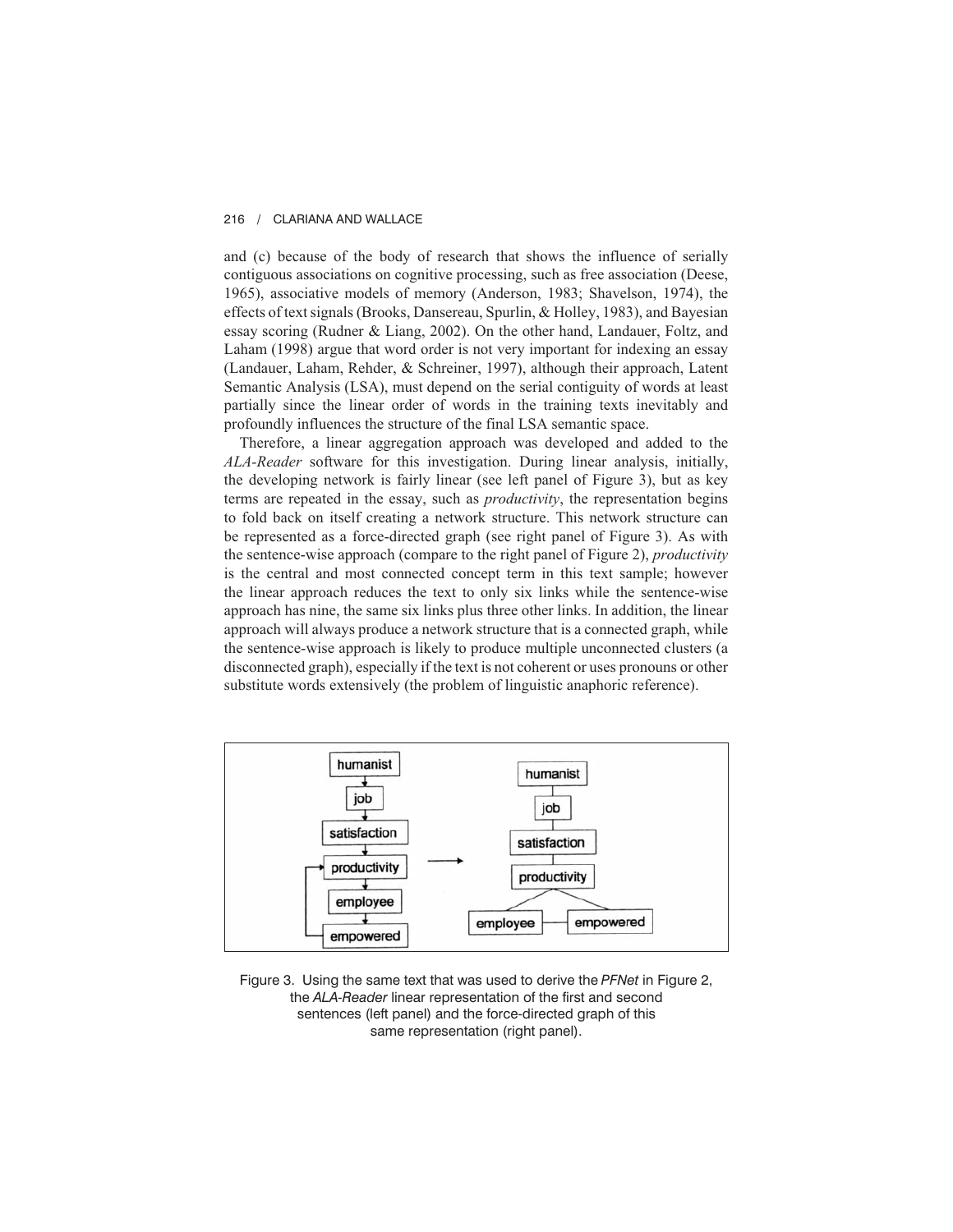and (c) because of the body of research that shows the influence of serially contiguous associations on cognitive processing, such as free association (Deese, 1965), associative models of memory (Anderson, 1983; Shavelson, 1974), the effects of text signals (Brooks, Dansereau, Spurlin, & Holley, 1983), and Bayesian essay scoring (Rudner & Liang, 2002). On the other hand, Landauer, Foltz, and Laham (1998) argue that word order is not very important for indexing an essay (Landauer, Laham, Rehder, & Schreiner, 1997), although their approach, Latent Semantic Analysis (LSA), must depend on the serial contiguity of words at least partially since the linear order of words in the training texts inevitably and profoundly influences the structure of the final LSA semantic space.

Therefore, a linear aggregation approach was developed and added to the *ALA-Reader* software for this investigation. During linear analysis, initially, the developing network is fairly linear (see left panel of Figure 3), but as key terms are repeated in the essay, such as *productivity*, the representation begins to fold back on itself creating a network structure. This network structure can be represented as a force-directed graph (see right panel of Figure 3). As with the sentence-wise approach (compare to the right panel of Figure 2), *productivity* is the central and most connected concept term in this text sample; however the linear approach reduces the text to only six links while the sentence-wise approach has nine, the same six links plus three other links. In addition, the linear approach will always produce a network structure that is a connected graph, while the sentence-wise approach is likely to produce multiple unconnected clusters (a disconnected graph), especially if the text is not coherent or uses pronouns or other substitute words extensively (the problem of linguistic anaphoric reference).

Figure 3. Using the same text that was used to derive the *PFNet* in Figure 2, the *ALA-Reader* linear representation of the first and second sentences (left panel) and the force-directed graph of this same representation (right panel).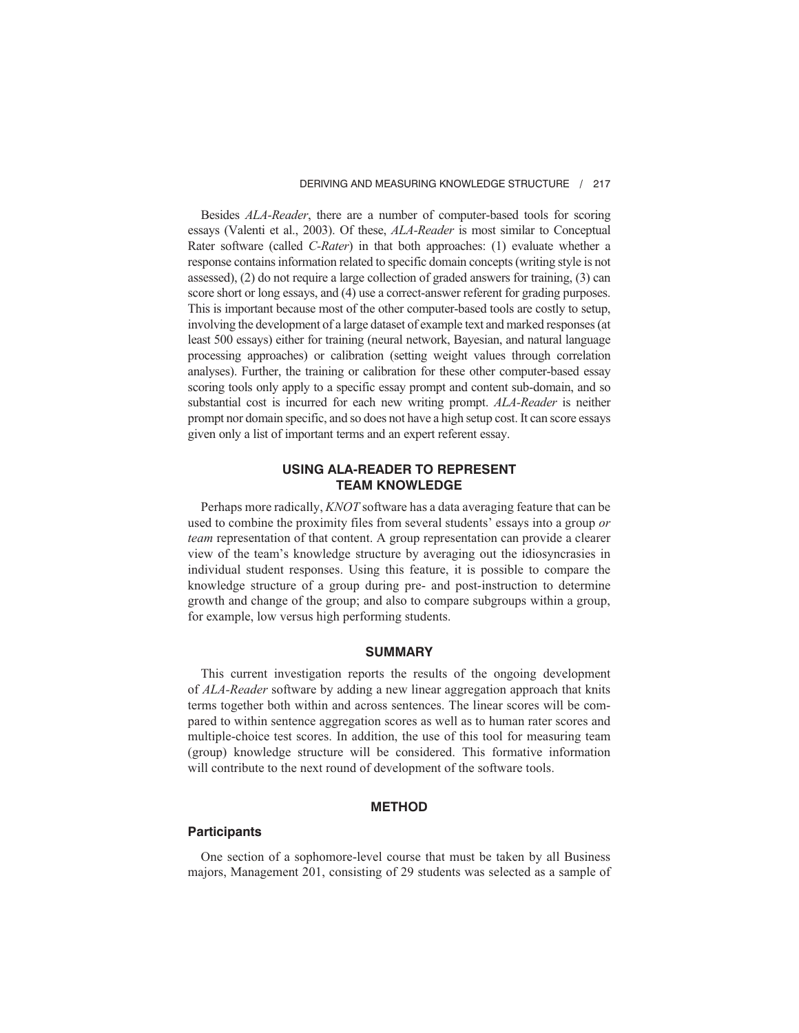Besides *ALA-Reader*, there are a number of computer-based tools for scoring essays (Valenti et al., 2003). Of these, *ALA-Reader* is most similar to Conceptual Rater software (called *C-Rater*) in that both approaches: (1) evaluate whether a response contains information related to specific domain concepts (writing style is not assessed), (2) do not require a large collection of graded answers for training, (3) can score short or long essays, and (4) use a correct-answer referent for grading purposes. This is important because most of the other computer-based tools are costly to setup, involving the development of a large dataset of example text and marked responses (at least 500 essays) either for training (neural network, Bayesian, and natural language processing approaches) or calibration (setting weight values through correlation analyses). Further, the training or calibration for these other computer-based essay scoring tools only apply to a specific essay prompt and content sub-domain, and so substantial cost is incurred for each new writing prompt. *ALA-Reader* is neither prompt nor domain specific, and so does not have a high setup cost. It can score essays given only a list of important terms and an expert referent essay.

## USING ALA-READER TO REPRESENT TEAM KNOWLEDGE

Perhaps more radically, *KNOT* software has a data averaging feature that can be used to combine the proximity files from several students' essays into a group *or team* representation of that content. A group representation can provide a clearer view of the team's knowledge structure by averaging out the idiosyncrasies in individual student responses. Using this feature, it is possible to compare the knowledge structure of a group during pre- and post-instruction to determine growth and change of the group; and also to compare subgroups within a group, for example, low versus high performing students.

## SUMMARY

This current investigation reports the results of the ongoing development of *ALA-Reader* software by adding a new linear aggregation approach that knits terms together both within and across sentences. The linear scores will be compared to within sentence aggregation scores as well as to human rater scores and multiple-choice test scores. In addition, the use of this tool for measuring team (group) knowledge structure will be considered. This formative information will contribute to the next round of development of the software tools.

## METHOD

### Participants

One section of a sophomore-level course that must be taken by all Business majors, Management 201, consisting of 29 students was selected as a sample of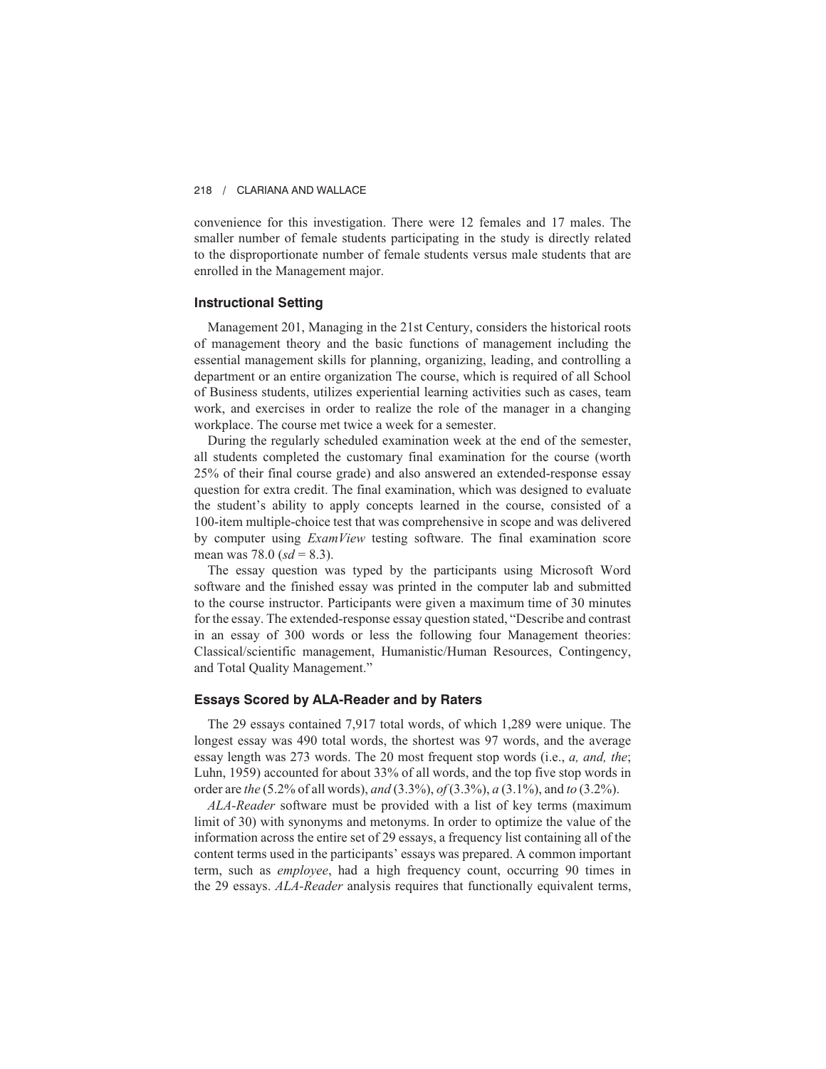convenience for this investigation. There were 12 females and 17 males. The smaller number of female students participating in the study is directly related to the disproportionate number of female students versus male students that are enrolled in the Management major.

### Instructional Setting

Management 201, Managing in the 21st Century, considers the historical roots of management theory and the basic functions of management including the essential management skills for planning, organizing, leading, and controlling a department or an entire organization The course, which is required of all School of Business students, utilizes experiential learning activities such as cases, team work, and exercises in order to realize the role of the manager in a changing workplace. The course met twice a week for a semester.

During the regularly scheduled examination week at the end of the semester, all students completed the customary final examination for the course (worth 25% of their final course grade) and also answered an extended-response essay question for extra credit. The final examination, which was designed to evaluate the student's ability to apply concepts learned in the course, consisted of a 100-item multiple-choice test that was comprehensive in scope and was delivered by computer using *ExamView* testing software. The final examination score mean was 78.0 ($sd = 8.3$).

The essay question was typed by the participants using Microsoft Word software and the finished essay was printed in the computer lab and submitted to the course instructor. Participants were given a maximum time of 30 minutes for the essay. The extended-response essay question stated, "Describe and contrast in an essay of 300 words or less the following four Management theories: Classical/scientific management, Humanistic/Human Resources, Contingency, and Total Quality Management."

### Essays Scored by ALA-Reader and by Raters

The 29 essays contained 7,917 total words, of which 1,289 were unique. The longest essay was 490 total words, the shortest was 97 words, and the average essay length was 273 words. The 20 most frequent stop words (i.e., *a, and, the*; Luhn, 1959) accounted for about 33% of all words, and the top five stop words in order are *the* (5.2% of all words), *and* (3.3%), *of* (3.3%), *a* (3.1%), and *to* (3.2%).

*ALA-Reader* software must be provided with a list of key terms (maximum limit of 30) with synonyms and metonyms. In order to optimize the value of the information across the entire set of 29 essays, a frequency list containing all of the content terms used in the participants' essays was prepared. A common important term, such as *employee*, had a high frequency count, occurring 90 times in the 29 essays. *ALA-Reader* analysis requires that functionally equivalent terms,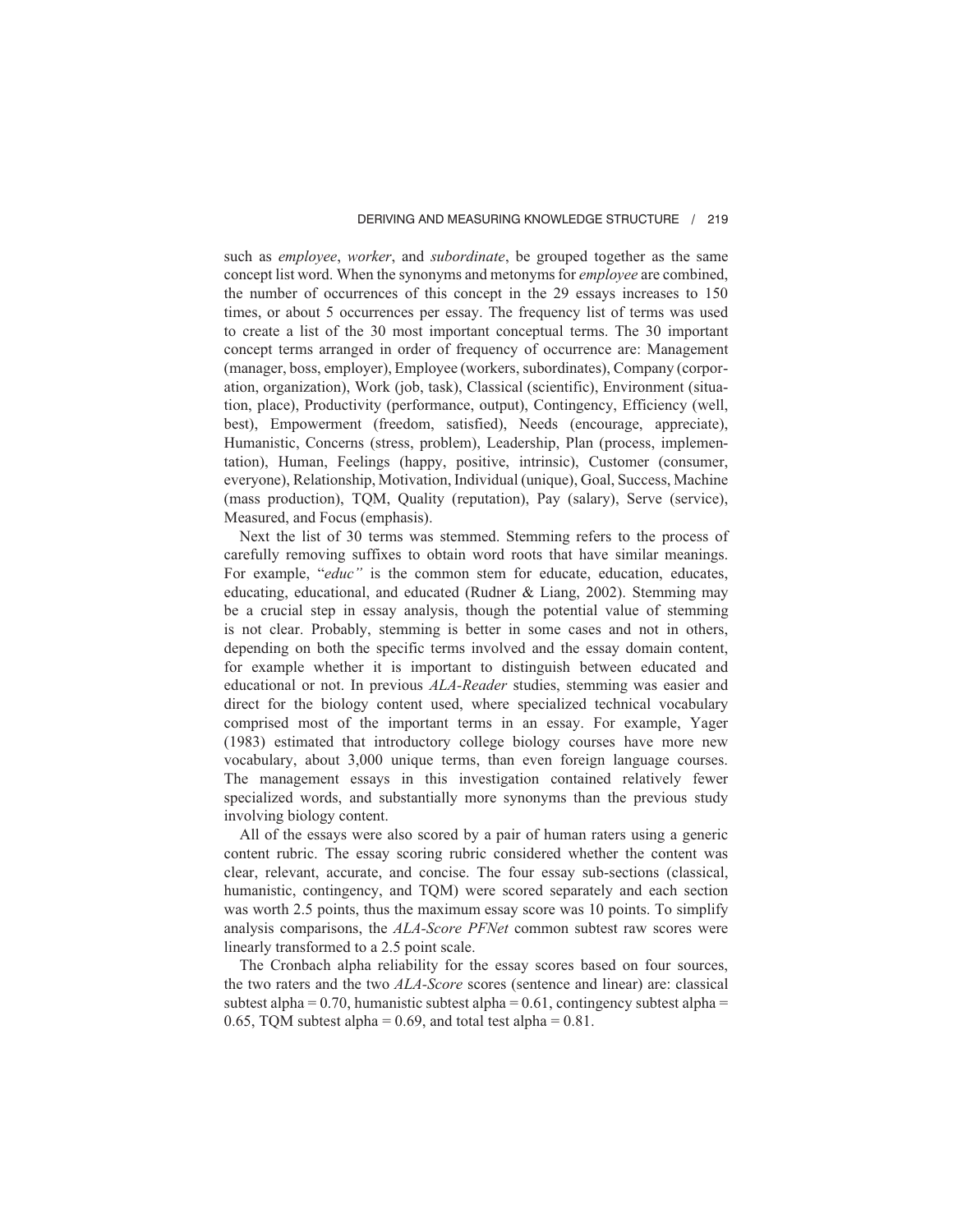such as *employee*, *worker*, and *subordinate*, be grouped together as the same concept list word. When the synonyms and metonyms for *employee* are combined, the number of occurrences of this concept in the 29 essays increases to 150 times, or about 5 occurrences per essay. The frequency list of terms was used to create a list of the 30 most important conceptual terms. The 30 important concept terms arranged in order of frequency of occurrence are: Management (manager, boss, employer), Employee (workers, subordinates), Company (corporation, organization), Work (job, task), Classical (scientific), Environment (situation, place), Productivity (performance, output), Contingency, Efficiency (well, best), Empowerment (freedom, satisfied), Needs (encourage, appreciate), Humanistic, Concerns (stress, problem), Leadership, Plan (process, implementation), Human, Feelings (happy, positive, intrinsic), Customer (consumer, everyone), Relationship, Motivation, Individual (unique), Goal, Success, Machine (mass production), TQM, Quality (reputation), Pay (salary), Serve (service), Measured, and Focus (emphasis).

Next the list of 30 terms was stemmed. Stemming refers to the process of carefully removing suffixes to obtain word roots that have similar meanings. For example, "*educ"* is the common stem for educate, education, educates, educating, educational, and educated (Rudner & Liang, 2002). Stemming may be a crucial step in essay analysis, though the potential value of stemming is not clear. Probably, stemming is better in some cases and not in others, depending on both the specific terms involved and the essay domain content, for example whether it is important to distinguish between educated and educational or not. In previous *ALA-Reader* studies, stemming was easier and direct for the biology content used, where specialized technical vocabulary comprised most of the important terms in an essay. For example, Yager (1983) estimated that introductory college biology courses have more new vocabulary, about 3,000 unique terms, than even foreign language courses. The management essays in this investigation contained relatively fewer specialized words, and substantially more synonyms than the previous study involving biology content.

All of the essays were also scored by a pair of human raters using a generic content rubric. The essay scoring rubric considered whether the content was clear, relevant, accurate, and concise. The four essay sub-sections (classical, humanistic, contingency, and TQM) were scored separately and each section was worth 2.5 points, thus the maximum essay score was 10 points. To simplify analysis comparisons, the *ALA-Score PFNet* common subtest raw scores were linearly transformed to a 2.5 point scale.

The Cronbach alpha reliability for the essay scores based on four sources, the two raters and the two *ALA-Score* scores (sentence and linear) are: classical subtest alpha = 0.70, humanistic subtest alpha = 0.61, contingency subtest alpha = 0.65, TQM subtest alpha = 0.69, and total test alpha = 0.81.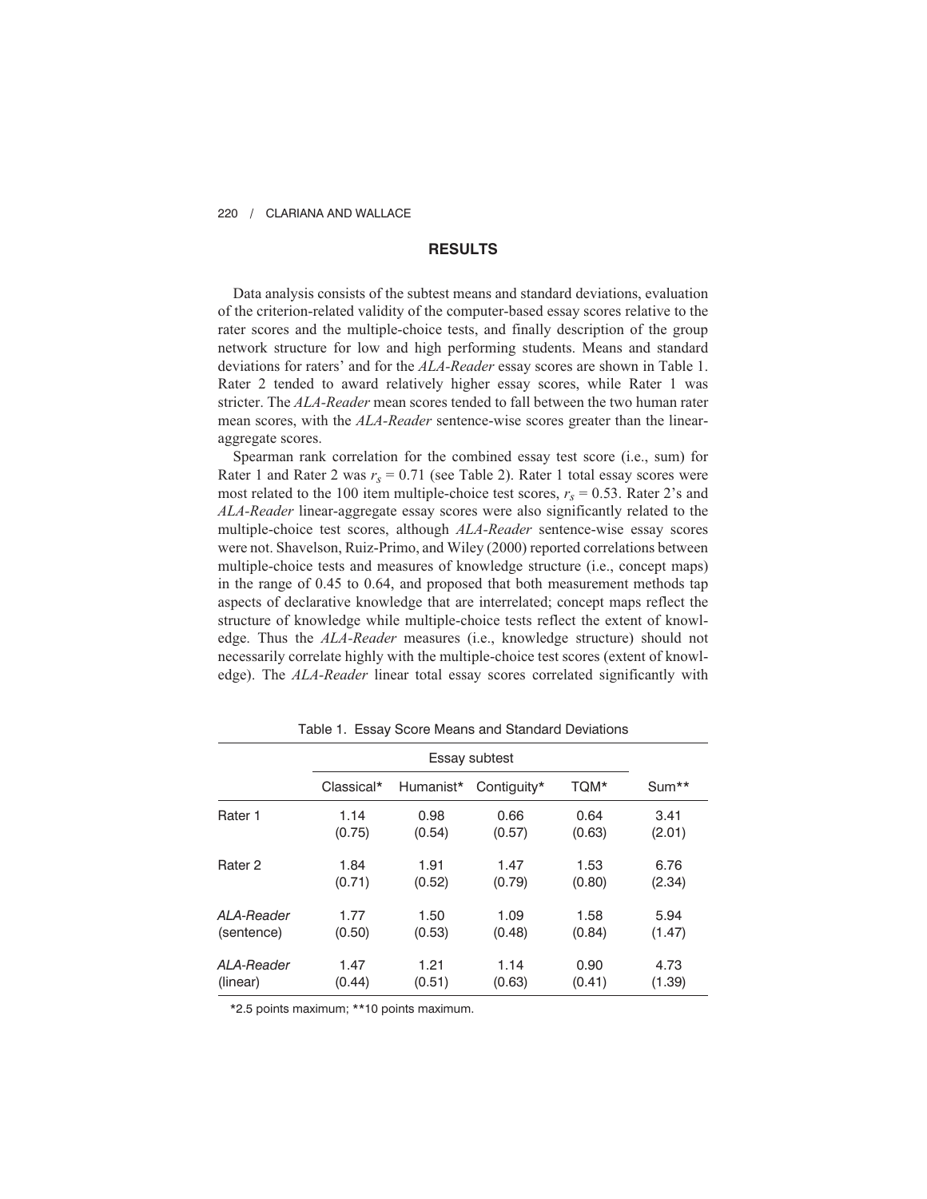## RESULTS

Data analysis consists of the subtest means and standard deviations, evaluation of the criterion-related validity of the computer-based essay scores relative to the rater scores and the multiple-choice tests, and finally description of the group network structure for low and high performing students. Means and standard deviations for raters' and for the *ALA-Reader* essay scores are shown in Table 1. Rater 2 tended to award relatively higher essay scores, while Rater 1 was stricter. The *ALA-Reader* mean scores tended to fall between the two human rater mean scores, with the *ALA-Reader* sentence-wise scores greater than the linear-aggregate scores.

Spearman rank correlation for the combined essay test score (i.e., sum) for Rater 1 and Rater 2 was $r_s = 0.71$ (see Table 2). Rater 1 total essay scores were most related to the 100 item multiple-choice test scores, $r_s = 0.53$. Rater 2's and *ALA-Reader* linear-aggregate essay scores were also significantly related to the multiple-choice test scores, although *ALA-Reader* sentence-wise essay scores were not. Shavelson, Ruiz-Primo, and Wiley (2000) reported correlations between multiple-choice tests and measures of knowledge structure (i.e., concept maps) in the range of 0.45 to 0.64, and proposed that both measurement methods tap aspects of declarative knowledge that are interrelated; concept maps reflect the structure of knowledge while multiple-choice tests reflect the extent of knowledge. Thus the *ALA-Reader* measures (i.e., knowledge structure) should not necessarily correlate highly with the multiple-choice test scores (extent of knowledge). The *ALA-Reader* linear total essay scores correlated significantly with

Table 1. Essay Score Means and Standard Deviations

| | Essay subtest | | | | |
|---|---|---|---|---|---|
| | Classical* | Humanist* | Contiguity* | TQM* | Sum** |
| Rater 1 | 1.14<br>(0.75) | 0.98<br>(0.54) | 0.66<br>(0.57) | 0.64<br>(0.63) | 3.41<br>(2.01) |
| Rater 2 | 1.84<br>(0.71) | 1.91<br>(0.52) | 1.47<br>(0.79) | 1.53<br>(0.80) | 6.76<br>(2.34) |
| *ALA-Reader* (sentence) | 1.77<br>(0.50) | 1.50<br>(0.53) | 1.09<br>(0.48) | 1.58<br>(0.84) | 5.94<br>(1.47) |
| *ALA-Reader* (linear) | 1.47<br>(0.44) | 1.21<br>(0.51) | 1.14<br>(0.63) | 0.90<br>(0.41) | 4.73<br>(1.39) |

*2.5 points maximum; **10 points maximum.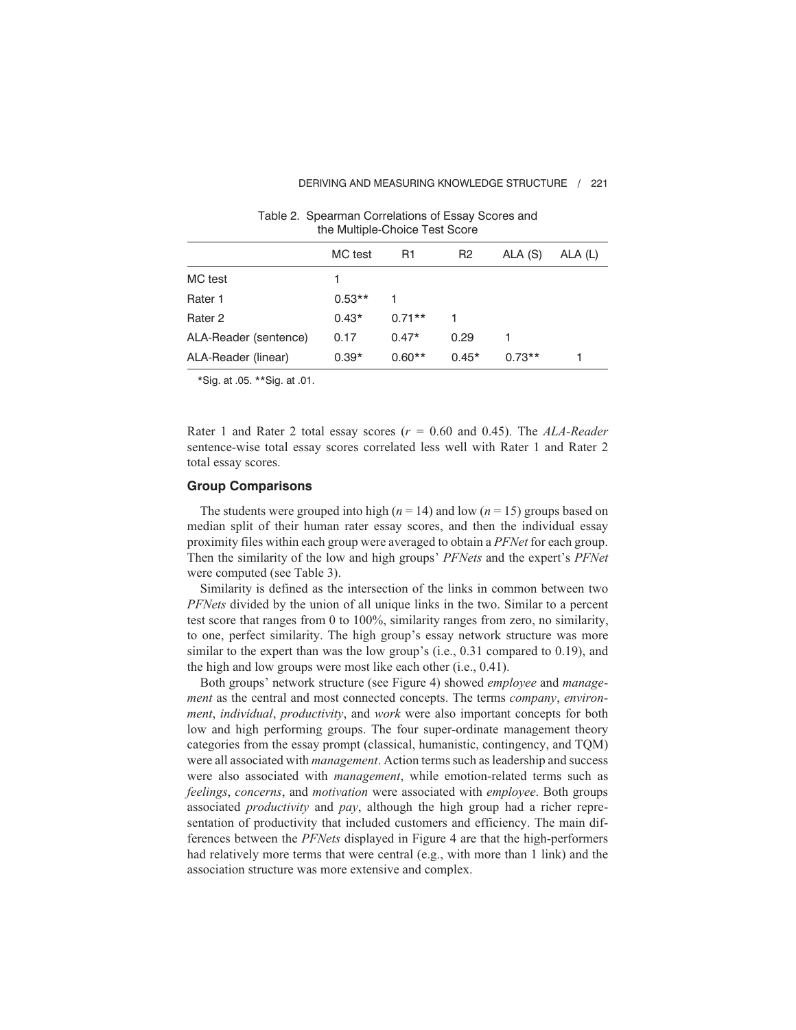Table 2. Spearman Correlations of Essay Scores and the Multiple-Choice Test Score

| | MC test | R1 | R2 | ALA (S) | ALA (L) |
|---|---|---|---|---|---|
| MC test | 1 | | | | |
| Rater 1 | 0.53** | 1 | | | |
| Rater 2 | 0.43* | 0.71** | 1 | | |
| ALA-Reader (sentence) | 0.17 | 0.47* | 0.29 | 1 | |
| ALA-Reader (linear) | 0.39* | 0.60** | 0.45* | 0.73** | 1 |

*Sig. at .05. **Sig. at .01.

Rater 1 and Rater 2 total essay scores ($r$ = 0.60 and 0.45). The *ALA-Reader* sentence-wise total essay scores correlated less well with Rater 1 and Rater 2 total essay scores.

### Group Comparisons

The students were grouped into high ($n$ = 14) and low ($n$ = 15) groups based on median split of their human rater essay scores, and then the individual essay proximity files within each group were averaged to obtain a *PFNet* for each group. Then the similarity of the low and high groups' *PFNets* and the expert's *PFNet* were computed (see Table 3).

Similarity is defined as the intersection of the links in common between two *PFNets* divided by the union of all unique links in the two. Similar to a percent test score that ranges from 0 to 100%, similarity ranges from zero, no similarity, to one, perfect similarity. The high group's essay network structure was more similar to the expert than was the low group's (i.e., 0.31 compared to 0.19), and the high and low groups were most like each other (i.e., 0.41).

Both groups' network structure (see Figure 4) showed *employee* and *management* as the central and most connected concepts. The terms *company*, *environment*, *individual*, *productivity*, and *work* were also important concepts for both low and high performing groups. The four super-ordinate management theory categories from the essay prompt (classical, humanistic, contingency, and TQM) were all associated with *management*. Action terms such as leadership and success were also associated with *management*, while emotion-related terms such as *feelings*, *concerns*, and *motivation* were associated with *employee*. Both groups associated *productivity* and *pay*, although the high group had a richer representation of productivity that included customers and efficiency. The main differences between the *PFNets* displayed in Figure 4 are that the high-performers had relatively more terms that were central (e.g., with more than 1 link) and the association structure was more extensive and complex.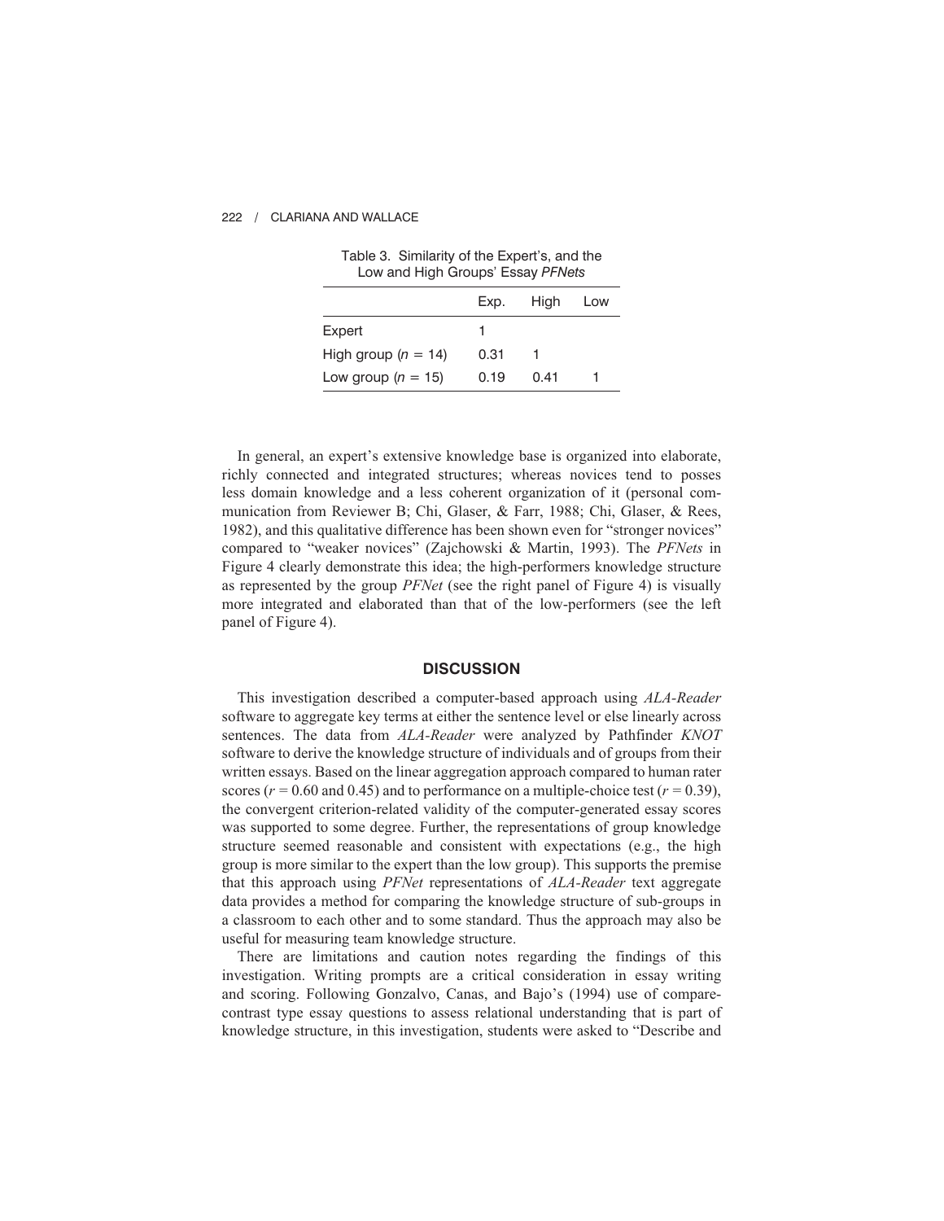Table 3. Similarity of the Expert's, and the Low and High Groups' Essay *PFNets*

| | Exp. | High | Low |
|---|---|---|---|
| Expert | 1 | | |
| High group ($n$ = 14) | 0.31 | 1 | |
| Low group ($n$ = 15) | 0.19 | 0.41 | 1 |

In general, an expert's extensive knowledge base is organized into elaborate, richly connected and integrated structures; whereas novices tend to posses less domain knowledge and a less coherent organization of it (personal communication from Reviewer B; Chi, Glaser, & Farr, 1988; Chi, Glaser, & Rees, 1982), and this qualitative difference has been shown even for "stronger novices" compared to "weaker novices" (Zajchowski & Martin, 1993). The *PFNets* in Figure 4 clearly demonstrate this idea; the high-performers knowledge structure as represented by the group *PFNet* (see the right panel of Figure 4) is visually more integrated and elaborated than that of the low-performers (see the left panel of Figure 4).

## DISCUSSION

This investigation described a computer-based approach using *ALA-Reader* software to aggregate key terms at either the sentence level or else linearly across sentences. The data from *ALA-Reader* were analyzed by Pathfinder *KNOT* software to derive the knowledge structure of individuals and of groups from their written essays. Based on the linear aggregation approach compared to human rater scores ($r$ = 0.60 and 0.45) and to performance on a multiple-choice test ($r$ = 0.39), the convergent criterion-related validity of the computer-generated essay scores was supported to some degree. Further, the representations of group knowledge structure seemed reasonable and consistent with expectations (e.g., the high group is more similar to the expert than the low group). This supports the premise that this approach using *PFNet* representations of *ALA-Reader* text aggregate data provides a method for comparing the knowledge structure of sub-groups in a classroom to each other and to some standard. Thus the approach may also be useful for measuring team knowledge structure.

There are limitations and caution notes regarding the findings of this investigation. Writing prompts are a critical consideration in essay writing and scoring. Following Gonzalvo, Canas, and Bajo's (1994) use of compare-contrast type essay questions to assess relational understanding that is part of knowledge structure, in this investigation, students were asked to "Describe and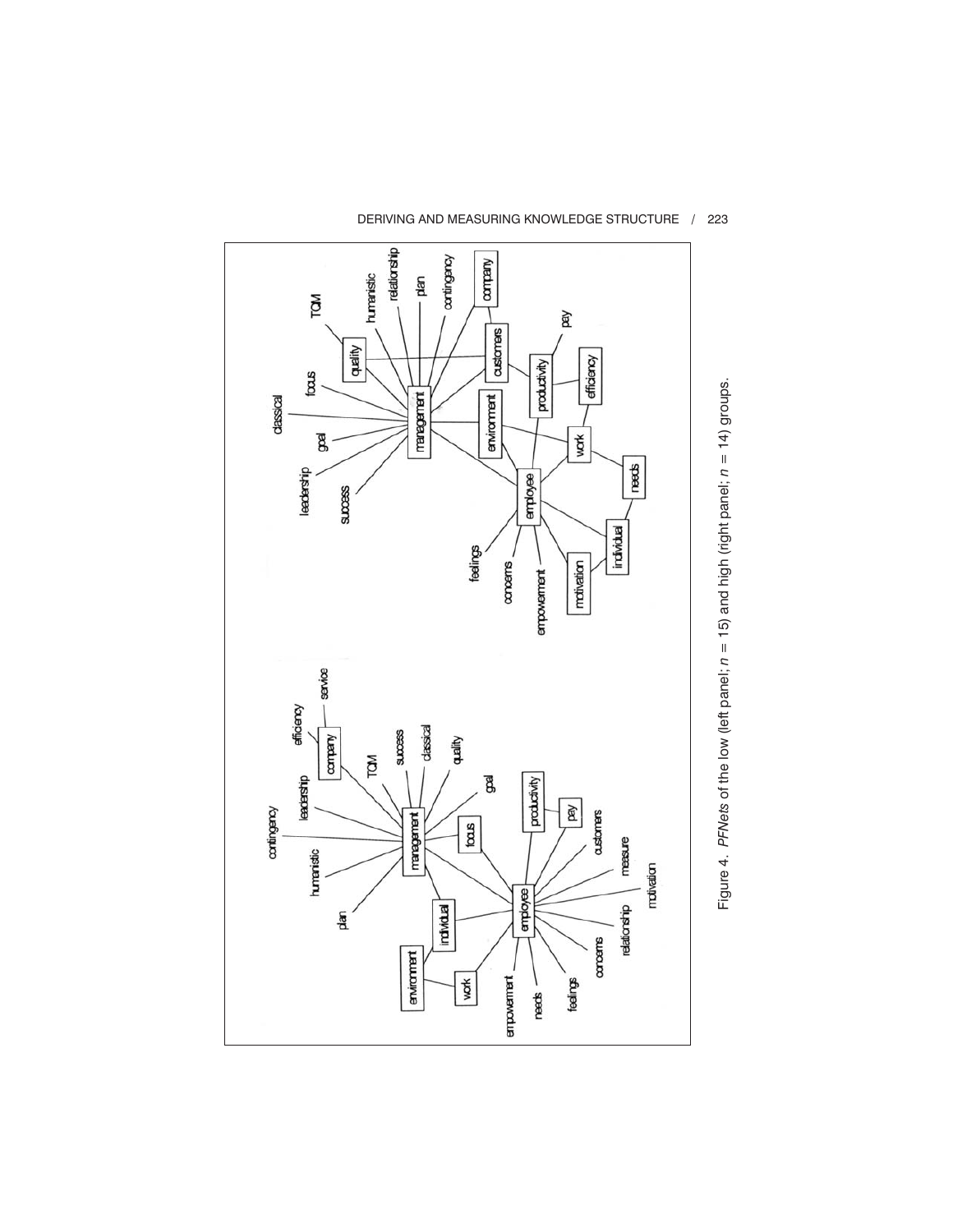Figure 4. *PFNets* of the low (left panel; $n = 15$) and high (right panel; $n = 14$) groups.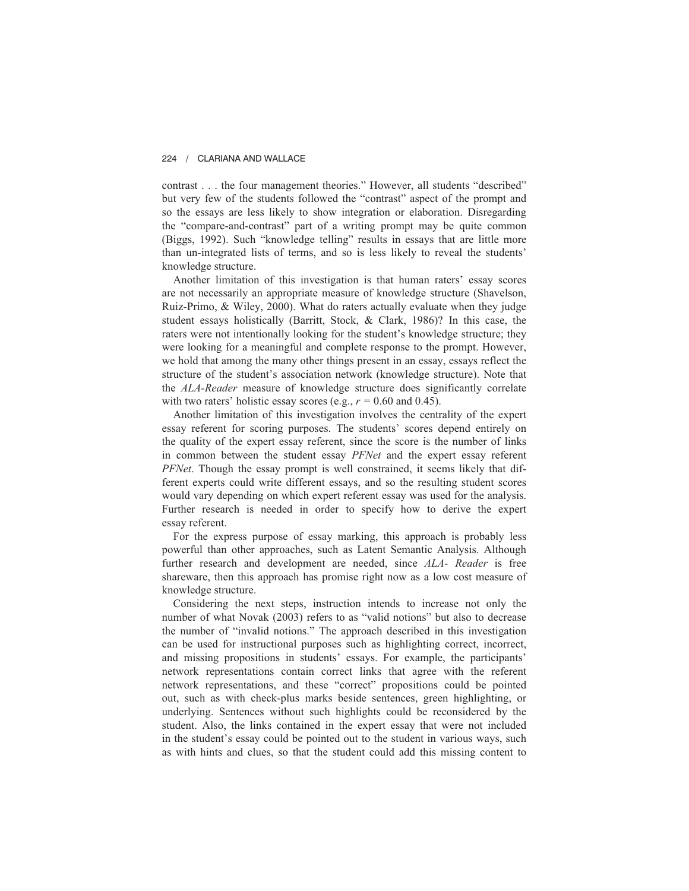contrast . . . the four management theories." However, all students "described" but very few of the students followed the "contrast" aspect of the prompt and so the essays are less likely to show integration or elaboration. Disregarding the "compare-and-contrast" part of a writing prompt may be quite common (Biggs, 1992). Such "knowledge telling" results in essays that are little more than un-integrated lists of terms, and so is less likely to reveal the students' knowledge structure.

Another limitation of this investigation is that human raters' essay scores are not necessarily an appropriate measure of knowledge structure (Shavelson, Ruiz-Primo, & Wiley, 2000). What do raters actually evaluate when they judge student essays holistically (Barritt, Stock, & Clark, 1986)? In this case, the raters were not intentionally looking for the student's knowledge structure; they were looking for a meaningful and complete response to the prompt. However, we hold that among the many other things present in an essay, essays reflect the structure of the student's association network (knowledge structure). Note that the *ALA-Reader* measure of knowledge structure does significantly correlate with two raters' holistic essay scores (e.g., $r = 0.60$ and 0.45).

Another limitation of this investigation involves the centrality of the expert essay referent for scoring purposes. The students' scores depend entirely on the quality of the expert essay referent, since the score is the number of links in common between the student essay *PFNet* and the expert essay referent *PFNet*. Though the essay prompt is well constrained, it seems likely that different experts could write different essays, and so the resulting student scores would vary depending on which expert referent essay was used for the analysis. Further research is needed in order to specify how to derive the expert essay referent.

For the express purpose of essay marking, this approach is probably less powerful than other approaches, such as Latent Semantic Analysis. Although further research and development are needed, since *ALA- Reader* is free shareware, then this approach has promise right now as a low cost measure of knowledge structure.

Considering the next steps, instruction intends to increase not only the number of what Novak (2003) refers to as "valid notions" but also to decrease the number of "invalid notions." The approach described in this investigation can be used for instructional purposes such as highlighting correct, incorrect, and missing propositions in students' essays. For example, the participants' network representations contain correct links that agree with the referent network representations, and these "correct" propositions could be pointed out, such as with check-plus marks beside sentences, green highlighting, or underlying. Sentences without such highlights could be reconsidered by the student. Also, the links contained in the expert essay that were not included in the student's essay could be pointed out to the student in various ways, such as with hints and clues, so that the student could add this missing content to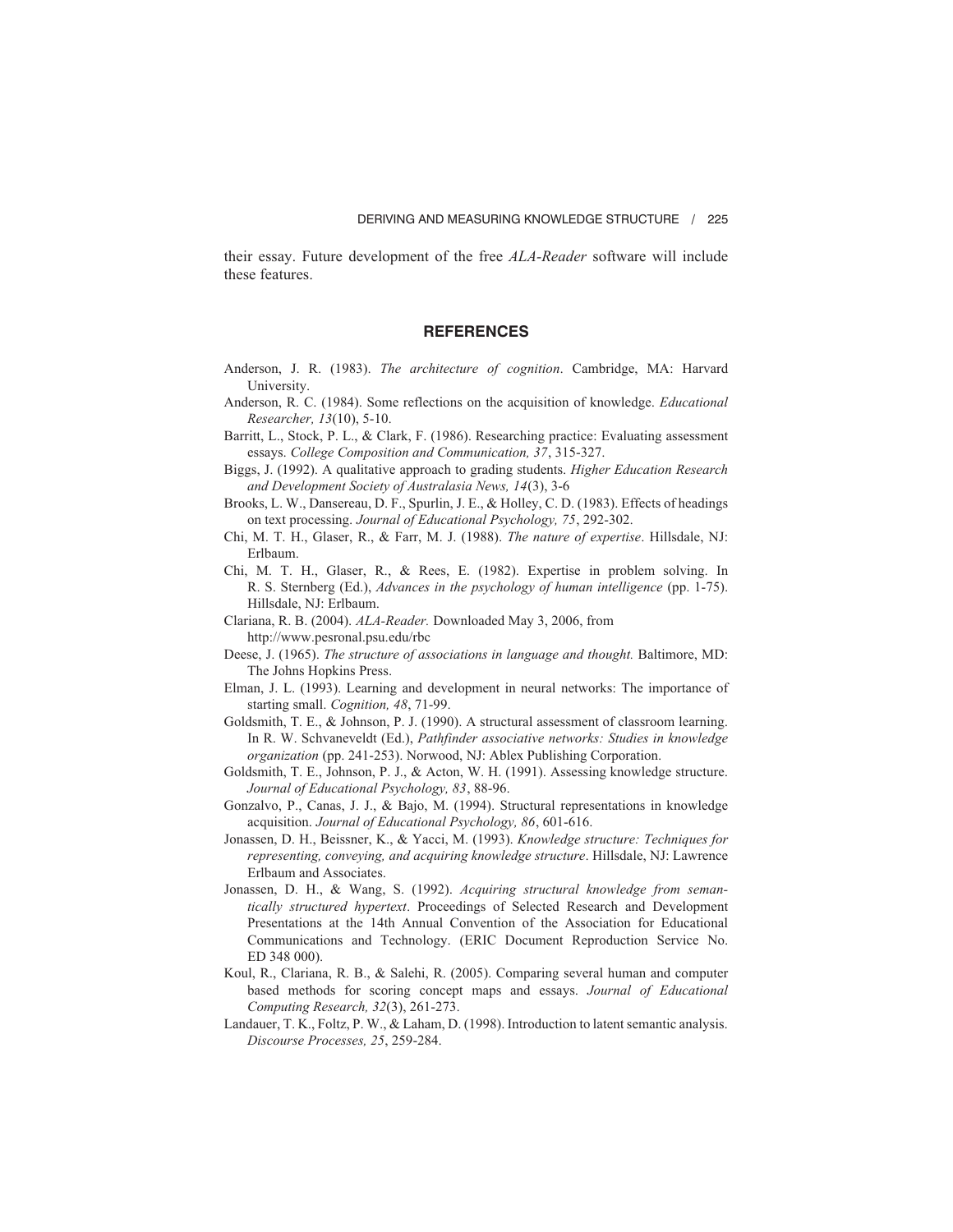their essay. Future development of the free *ALA-Reader* software will include these features.

## REFERENCES

Anderson, J. R. (1983). *The architecture of cognition*. Cambridge, MA: Harvard University.

Anderson, R. C. (1984). Some reflections on the acquisition of knowledge. *Educational Researcher, 13*(10), 5-10.

Barritt, L., Stock, P. L., & Clark, F. (1986). Researching practice: Evaluating assessment essays. *College Composition and Communication, 37*, 315-327.

Biggs, J. (1992). A qualitative approach to grading students. *Higher Education Research and Development Society of Australasia News, 14*(3), 3-6

Brooks, L. W., Dansereau, D. F., Spurlin, J. E., & Holley, C. D. (1983). Effects of headings on text processing. *Journal of Educational Psychology, 75*, 292-302.

Chi, M. T. H., Glaser, R., & Farr, M. J. (1988). *The nature of expertise*. Hillsdale, NJ: Erlbaum.

Chi, M. T. H., Glaser, R., & Rees, E. (1982). Expertise in problem solving. In R. S. Sternberg (Ed.), *Advances in the psychology of human intelligence* (pp. 1-75). Hillsdale, NJ: Erlbaum.

Clariana, R. B. (2004). *ALA-Reader.* Downloaded May 3, 2006, from http://www.pesronal.psu.edu/rbc

Deese, J. (1965). *The structure of associations in language and thought.* Baltimore, MD: The Johns Hopkins Press.

Elman, J. L. (1993). Learning and development in neural networks: The importance of starting small. *Cognition, 48*, 71-99.

Goldsmith, T. E., & Johnson, P. J. (1990). A structural assessment of classroom learning. In R. W. Schvaneveldt (Ed.), *Pathfinder associative networks: Studies in knowledge organization* (pp. 241-253). Norwood, NJ: Ablex Publishing Corporation.

Goldsmith, T. E., Johnson, P. J., & Acton, W. H. (1991). Assessing knowledge structure. *Journal of Educational Psychology, 83*, 88-96.

Gonzalvo, P., Canas, J. J., & Bajo, M. (1994). Structural representations in knowledge acquisition. *Journal of Educational Psychology, 86*, 601-616.

Jonassen, D. H., Beissner, K., & Yacci, M. (1993). *Knowledge structure: Techniques for representing, conveying, and acquiring knowledge structure*. Hillsdale, NJ: Lawrence Erlbaum and Associates.

Jonassen, D. H., & Wang, S. (1992). *Acquiring structural knowledge from semantically structured hypertext*. Proceedings of Selected Research and Development Presentations at the 14th Annual Convention of the Association for Educational Communications and Technology. (ERIC Document Reproduction Service No. ED 348 000).

Koul, R., Clariana, R. B., & Salehi, R. (2005). Comparing several human and computer based methods for scoring concept maps and essays. *Journal of Educational Computing Research, 32*(3), 261-273.

Landauer, T. K., Foltz, P. W., & Laham, D. (1998). Introduction to latent semantic analysis. *Discourse Processes, 25*, 259-284.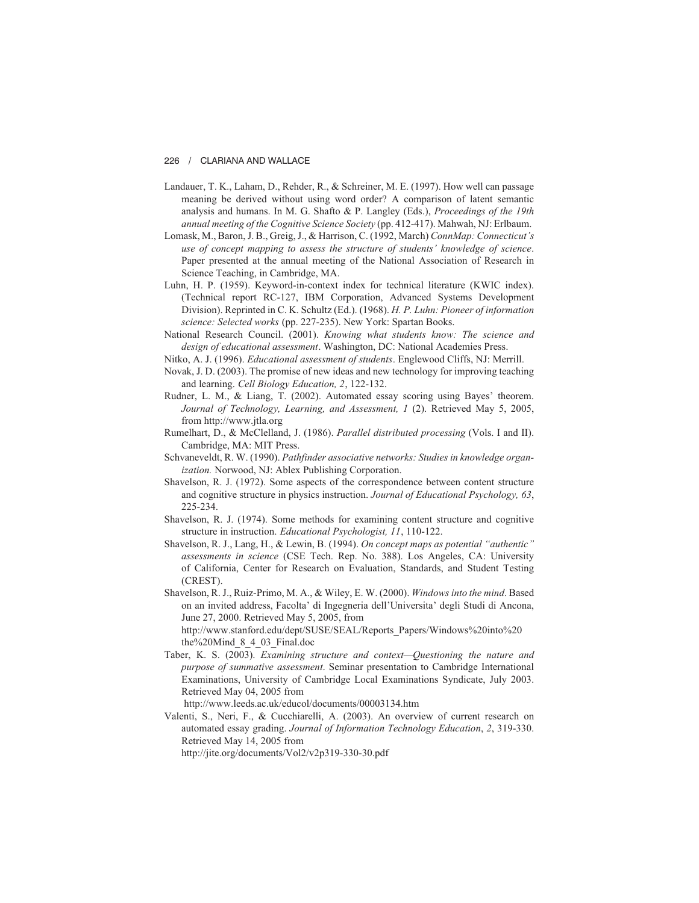Landauer, T. K., Laham, D., Rehder, R., & Schreiner, M. E. (1997). How well can passage meaning be derived without using word order? A comparison of latent semantic analysis and humans. In M. G. Shafto & P. Langley (Eds.), *Proceedings of the 19th annual meeting of the Cognitive Science Society* (pp. 412-417). Mahwah, NJ: Erlbaum.

Lomask, M., Baron, J. B., Greig, J., & Harrison, C. (1992, March) *ConnMap: Connecticut's use of concept mapping to assess the structure of students' knowledge of science*. Paper presented at the annual meeting of the National Association of Research in Science Teaching, in Cambridge, MA.

Luhn, H. P. (1959). Keyword-in-context index for technical literature (KWIC index). (Technical report RC-127, IBM Corporation, Advanced Systems Development Division). Reprinted in C. K. Schultz (Ed.). (1968). *H. P. Luhn: Pioneer of information science: Selected works* (pp. 227-235). New York: Spartan Books.

National Research Council. (2001). *Knowing what students know: The science and design of educational assessment*. Washington, DC: National Academies Press.

Nitko, A. J. (1996). *Educational assessment of students*. Englewood Cliffs, NJ: Merrill.

Novak, J. D. (2003). The promise of new ideas and new technology for improving teaching and learning. *Cell Biology Education, 2*, 122-132.

Rudner, L. M., & Liang, T. (2002). Automated essay scoring using Bayes' theorem. *Journal of Technology, Learning, and Assessment, 1* (2). Retrieved May 5, 2005, from http://www.jtla.org

Rumelhart, D., & McClelland, J. (1986). *Parallel distributed processing* (Vols. I and II). Cambridge, MA: MIT Press.

Schvaneveldt, R. W. (1990). *Pathfinder associative networks: Studies in knowledge organization.* Norwood, NJ: Ablex Publishing Corporation.

Shavelson, R. J. (1972). Some aspects of the correspondence between content structure and cognitive structure in physics instruction. *Journal of Educational Psychology, 63*, 225-234.

Shavelson, R. J. (1974). Some methods for examining content structure and cognitive structure in instruction. *Educational Psychologist, 11*, 110-122.

Shavelson, R. J., Lang, H., & Lewin, B. (1994). *On concept maps as potential "authentic" assessments in science* (CSE Tech. Rep. No. 388). Los Angeles, CA: University of California, Center for Research on Evaluation, Standards, and Student Testing (CREST).

Shavelson, R. J., Ruiz-Primo, M. A., & Wiley, E. W. (2000). *Windows into the mind*. Based on an invited address, Facolta' di Ingegneria dell'Universita' degli Studi di Ancona, June 27, 2000. Retrieved May 5, 2005, from http://www.stanford.edu/dept/SUSE/SEAL/Reports_Papers/Windows%20into%20the%20Mind_8_4_03_Final.doc

Taber, K. S. (2003). *Examining structure and context—Questioning the nature and purpose of summative assessment*. Seminar presentation to Cambridge International Examinations, University of Cambridge Local Examinations Syndicate, July 2003. Retrieved May 04, 2005 from http://www.leeds.ac.uk/educol/documents/00003134.htm

Valenti, S., Neri, F., & Cucchiarelli, A. (2003). An overview of current research on automated essay grading. *Journal of Information Technology Education*, *2*, 319-330. Retrieved May 14, 2005 from http://jite.org/documents/Vol2/v2p319-330-30.pdf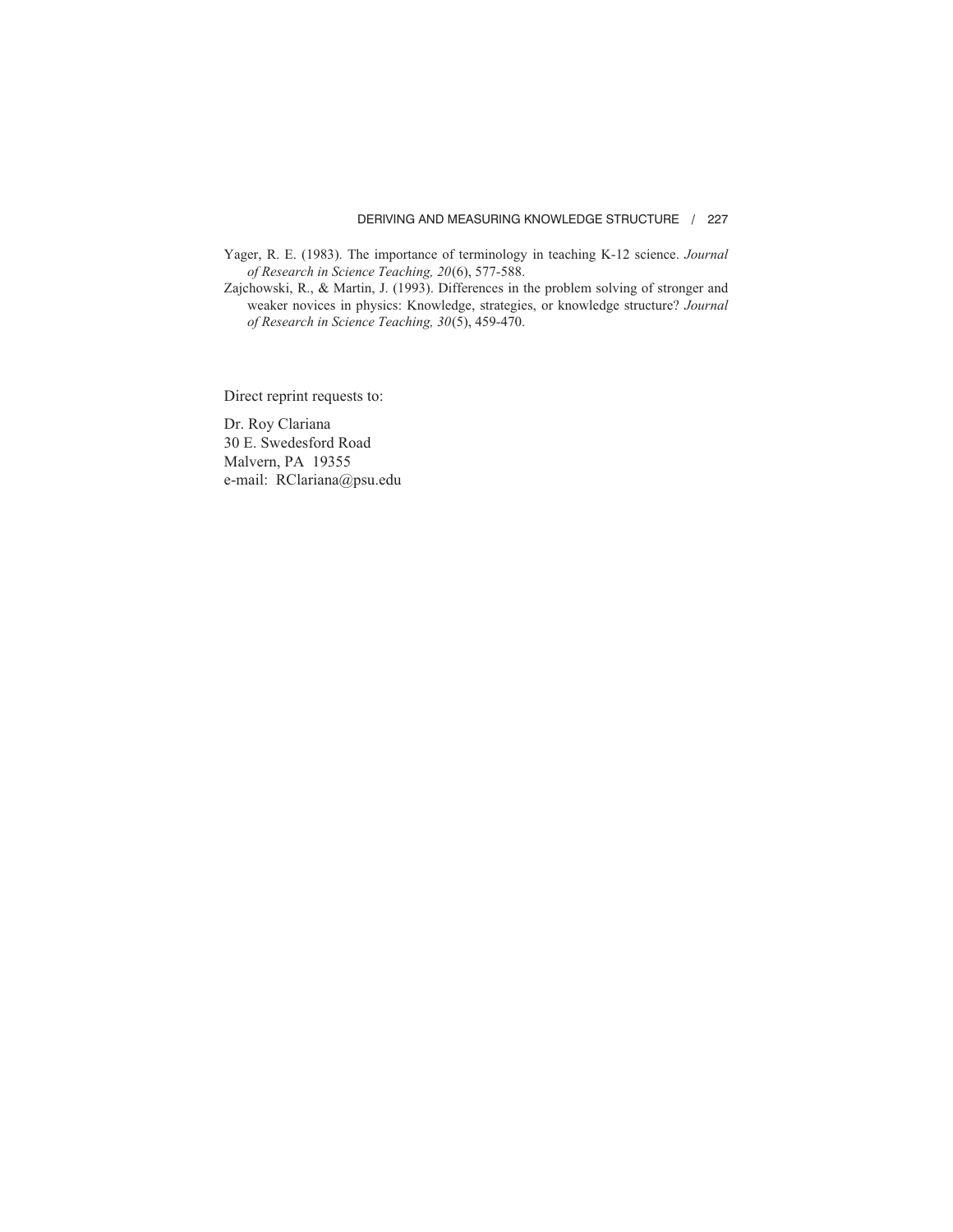Yager, R. E. (1983). The importance of terminology in teaching K-12 science. *Journal of Research in Science Teaching, 20*(6), 577-588.

Zajchowski, R., & Martin, J. (1993). Differences in the problem solving of stronger and weaker novices in physics: Knowledge, strategies, or knowledge structure? *Journal of Research in Science Teaching, 30*(5), 459-470.

Direct reprint requests to:

Dr. Roy Clariana
30 E. Swedesford Road
Malvern, PA 19355
e-mail: RClariana@psu.edu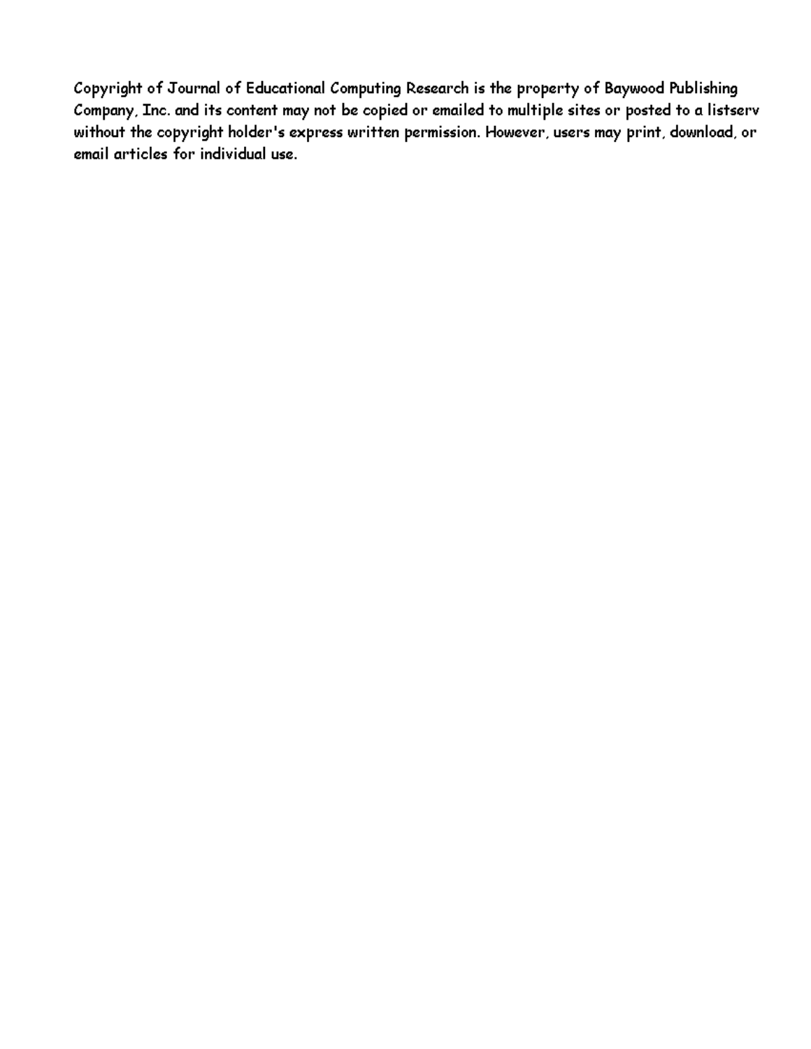Copyright of Journal of Educational Computing Research is the property of Baywood Publishing Company, Inc. and its content may not be copied or emailed to multiple sites or posted to a listserv without the copyright holder's express written permission. However, users may print, download, or email articles for individual use.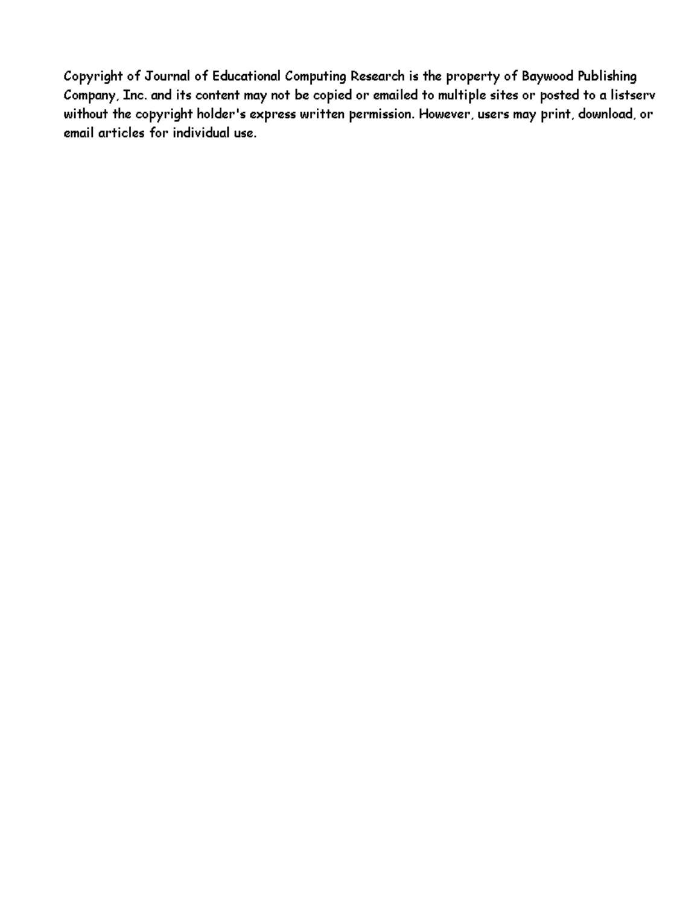Copyright of Journal of Educational Computing Research is the property of Baywood Publishing Company, Inc. and its content may not be copied or emailed to multiple sites or posted to a listserv without the copyright holder's express written permission. However, users may print, download, or email articles for individual use.